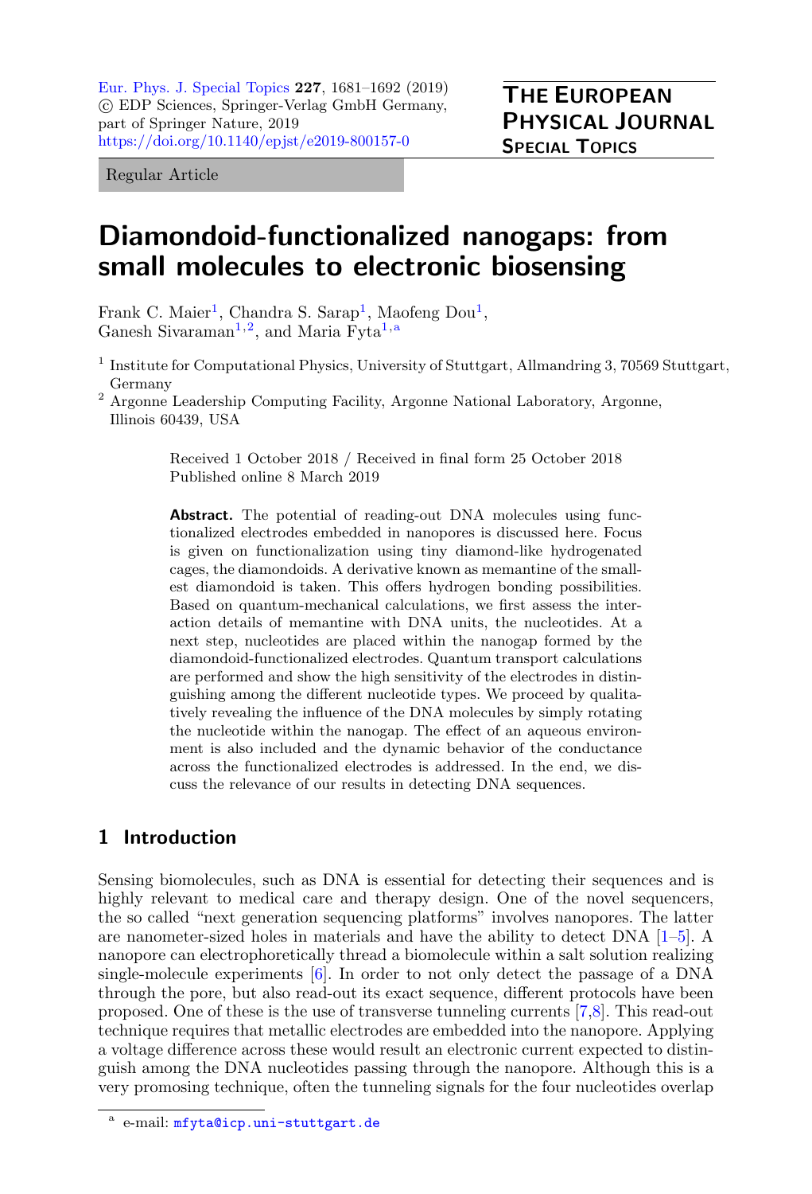Regular Article

# Diamondoid-functionalized nanogaps: from small molecules to electronic biosensing

Frank C. Maier[1], Chandra S. Sarap[1], Maofeng Dou[1], Ganesh Sivaraman[1,2], and Maria Fyta[1,a]

[1] Institute for Computational Physics, University of Stuttgart, Allmandring 3, 70569 Stuttgart, Germany

[2] Argonne Leadership Computing Facility, Argonne National Laboratory, Argonne, Illinois 60439, USA

Received 1 October 2018 / Received in final form 25 October 2018
Published online 8 March 2019

**Abstract.** The potential of reading-out DNA molecules using functionalized electrodes embedded in nanopores is discussed here. Focus is given on functionalization using tiny diamond-like hydrogenated cages, the diamondoids. A derivative known as memantine of the smallest diamondoid is taken. This offers hydrogen bonding possibilities. Based on quantum-mechanical calculations, we first assess the interaction details of memantine with DNA units, the nucleotides. At a next step, nucleotides are placed within the nanogap formed by the diamondoid-functionalized electrodes. Quantum transport calculations are performed and show the high sensitivity of the electrodes in distinguishing among the different nucleotide types. We proceed by qualitatively revealing the influence of the DNA molecules by simply rotating the nucleotide within the nanogap. The effect of an aqueous environment is also included and the dynamic behavior of the conductance across the functionalized electrodes is addressed. In the end, we discuss the relevance of our results in detecting DNA sequences.

## 1 Introduction

Sensing biomolecules, such as DNA is essential for detecting their sequences and is highly relevant to medical care and therapy design. One of the novel sequencers, the so called "next generation sequencing platforms" involves nanopores. The latter are nanometer-sized holes in materials and have the ability to detect DNA [1–5]. A nanopore can electrophoretically thread a biomolecule within a salt solution realizing single-molecule experiments [6]. In order to not only detect the passage of a DNA through the pore, but also read-out its exact sequence, different protocols have been proposed. One of these is the use of transverse tunneling currents [7,8]. This read-out technique requires that metallic electrodes are embedded into the nanopore. Applying a voltage difference across these would result an electronic current expected to distinguish among the DNA nucleotides passing through the nanopore. Although this is a very promosing technique, often the tunneling signals for the four nucleotides overlap

[a] e-mail: mfyta@icp.uni-stuttgart.de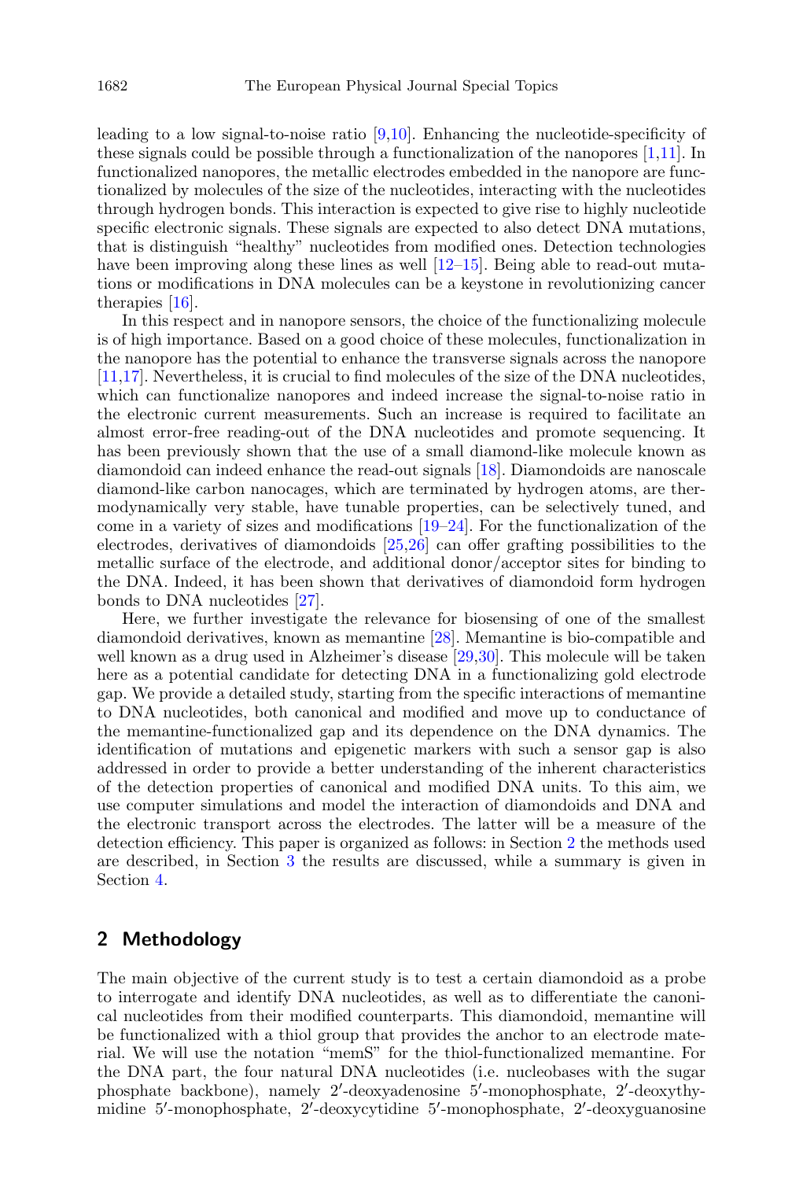leading to a low signal-to-noise ratio [9,10]. Enhancing the nucleotide-specificity of these signals could be possible through a functionalization of the nanopores [1,11]. In functionalized nanopores, the metallic electrodes embedded in the nanopore are functionalized by molecules of the size of the nucleotides, interacting with the nucleotides through hydrogen bonds. This interaction is expected to give rise to highly nucleotide specific electronic signals. These signals are expected to also detect DNA mutations, that is distinguish "healthy" nucleotides from modified ones. Detection technologies have been improving along these lines as well [12–15]. Being able to read-out mutations or modifications in DNA molecules can be a keystone in revolutionizing cancer therapies [16].

In this respect and in nanopore sensors, the choice of the functionalizing molecule is of high importance. Based on a good choice of these molecules, functionalization in the nanopore has the potential to enhance the transverse signals across the nanopore [11,17]. Nevertheless, it is crucial to find molecules of the size of the DNA nucleotides, which can functionalize nanopores and indeed increase the signal-to-noise ratio in the electronic current measurements. Such an increase is required to facilitate an almost error-free reading-out of the DNA nucleotides and promote sequencing. It has been previously shown that the use of a small diamond-like molecule known as diamondoid can indeed enhance the read-out signals [18]. Diamondoids are nanoscale diamond-like carbon nanocages, which are terminated by hydrogen atoms, are thermodynamically very stable, have tunable properties, can be selectively tuned, and come in a variety of sizes and modifications [19–24]. For the functionalization of the electrodes, derivatives of diamondoids [25,26] can offer grafting possibilities to the metallic surface of the electrode, and additional donor/acceptor sites for binding to the DNA. Indeed, it has been shown that derivatives of diamondoid form hydrogen bonds to DNA nucleotides [27].

Here, we further investigate the relevance for biosensing of one of the smallest diamondoid derivatives, known as memantine [28]. Memantine is bio-compatible and well known as a drug used in Alzheimer's disease [29,30]. This molecule will be taken here as a potential candidate for detecting DNA in a functionalizing gold electrode gap. We provide a detailed study, starting from the specific interactions of memantine to DNA nucleotides, both canonical and modified and move up to conductance of the memantine-functionalized gap and its dependence on the DNA dynamics. The identification of mutations and epigenetic markers with such a sensor gap is also addressed in order to provide a better understanding of the inherent characteristics of the detection properties of canonical and modified DNA units. To this aim, we use computer simulations and model the interaction of diamondoids and DNA and the electronic transport across the electrodes. The latter will be a measure of the detection efficiency. This paper is organized as follows: in Section 2 the methods used are described, in Section 3 the results are discussed, while a summary is given in Section 4.

## 2 Methodology

The main objective of the current study is to test a certain diamondoid as a probe to interrogate and identify DNA nucleotides, as well as to differentiate the canonical nucleotides from their modified counterparts. This diamondoid, memantine will be functionalized with a thiol group that provides the anchor to an electrode material. We will use the notation "memS" for the thiol-functionalized memantine. For the DNA part, the four natural DNA nucleotides (i.e. nucleobases with the sugar phosphate backbone), namely 2′-deoxyadenosine 5′-monophosphate, 2′-deoxythymidine 5′-monophosphate, 2′-deoxycytidine 5′-monophosphate, 2′-deoxyguanosine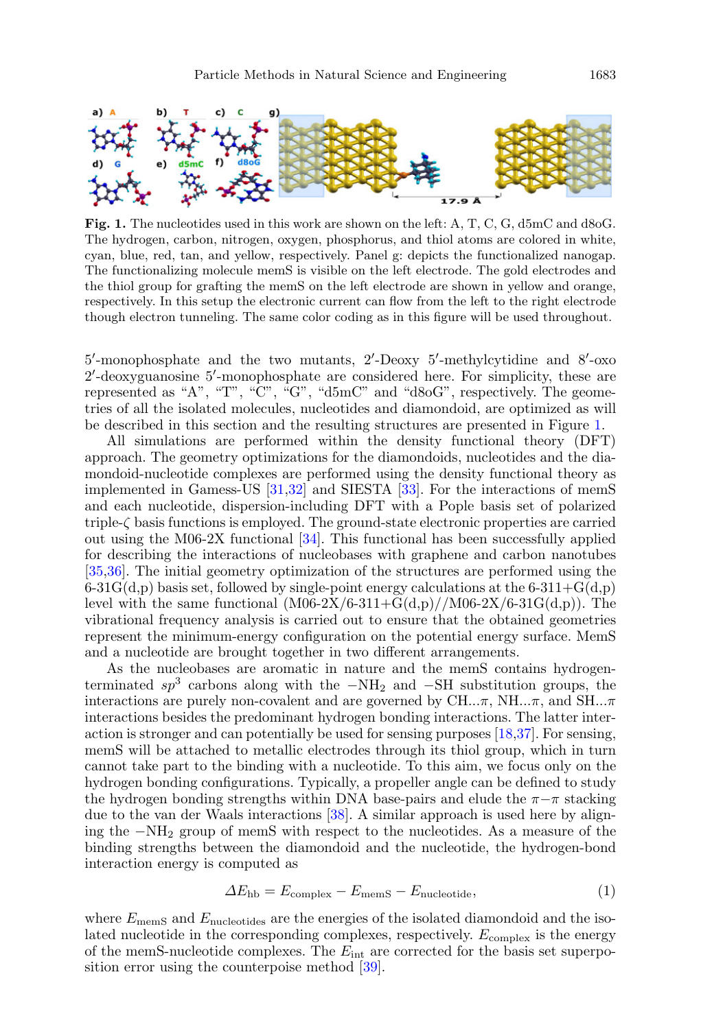**Fig. 1.** The nucleotides used in this work are shown on the left: A, T, C, G, d5mC and d8oG. The hydrogen, carbon, nitrogen, oxygen, phosphorus, and thiol atoms are colored in white, cyan, blue, red, tan, and yellow, respectively. Panel g: depicts the functionalized nanogap. The functionalizing molecule memS is visible on the left electrode. The gold electrodes and the thiol group for grafting the memS on the left electrode are shown in yellow and orange, respectively. In this setup the electronic current can flow from the left to the right electrode though electron tunneling. The same color coding as in this figure will be used throughout.

5′-monophosphate and the two mutants, 2′-Deoxy 5′-methylcytidine and 8′-oxo 2′-deoxyguanosine 5′-monophosphate are considered here. For simplicity, these are represented as "A", "T", "C", "G", "d5mC" and "d8oG", respectively. The geometries of all the isolated molecules, nucleotides and diamondoid, are optimized as will be described in this section and the resulting structures are presented in Figure 1.

All simulations are performed within the density functional theory (DFT) approach. The geometry optimizations for the diamondoids, nucleotides and the diamondoid-nucleotide complexes are performed using the density functional theory as implemented in Gamess-US [31,32] and SIESTA [33]. For the interactions of memS and each nucleotide, dispersion-including DFT with a Pople basis set of polarized triple-$\zeta$ basis functions is employed. The ground-state electronic properties are carried out using the M06-2X functional [34]. This functional has been successfully applied for describing the interactions of nucleobases with graphene and carbon nanotubes [35,36]. The initial geometry optimization of the structures are performed using the 6-31G(d,p) basis set, followed by single-point energy calculations at the 6-311+G(d,p) level with the same functional (M06-2X/6-311+G(d,p)//M06-2X/6-31G(d,p)). The vibrational frequency analysis is carried out to ensure that the obtained geometries represent the minimum-energy configuration on the potential energy surface. MemS and a nucleotide are brought together in two different arrangements.

As the nucleobases are aromatic in nature and the memS contains hydrogen-terminated $sp^3$ carbons along with the $-NH_2$ and $-SH$ substitution groups, the interactions are purely non-covalent and are governed by CH...$\pi$, NH...$\pi$, and SH...$\pi$ interactions besides the predominant hydrogen bonding interactions. The latter interaction is stronger and can potentially be used for sensing purposes [18,37]. For sensing, memS will be attached to metallic electrodes through its thiol group, which in turn cannot take part to the binding with a nucleotide. To this aim, we focus only on the hydrogen bonding configurations. Typically, a propeller angle can be defined to study the hydrogen bonding strengths within DNA base-pairs and elude the $\pi-\pi$ stacking due to the van der Waals interactions [38]. A similar approach is used here by aligning the $-NH_2$ group of memS with respect to the nucleotides. As a measure of the binding strengths between the diamondoid and the nucleotide, the hydrogen-bond interaction energy is computed as

$$\Delta E_{\mathrm{hb}} = E_{\mathrm{complex}} - E_{\mathrm{memS}} - E_{\mathrm{nucleotide}}, \tag{1}$$

where $E_{\mathrm{memS}}$ and $E_{\mathrm{nucleotides}}$ are the energies of the isolated diamondoid and the isolated nucleotide in the corresponding complexes, respectively. $E_{\mathrm{complex}}$ is the energy of the memS-nucleotide complexes. The $E_{\mathrm{int}}$ are corrected for the basis set superposition error using the counterpoise method [39].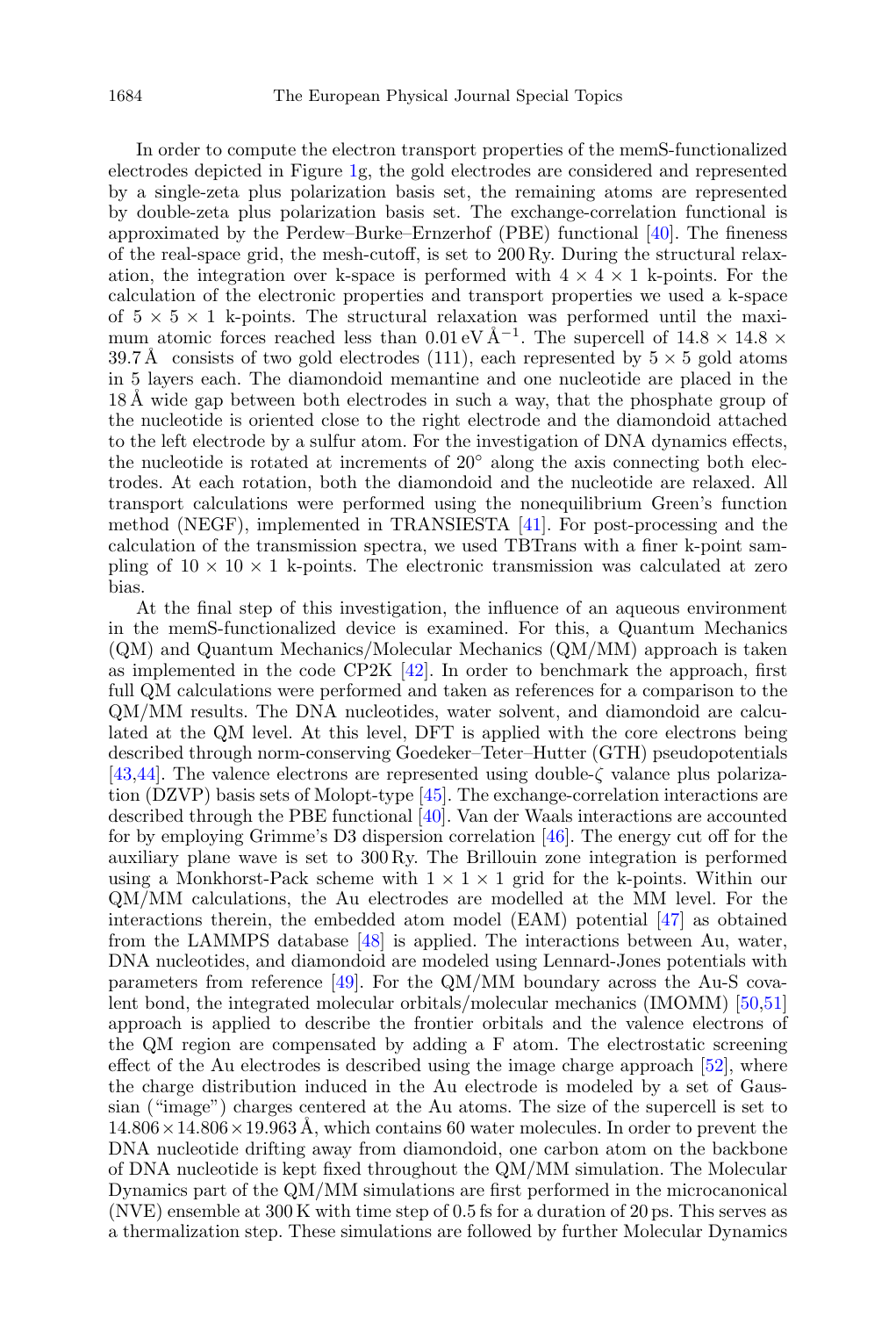In order to compute the electron transport properties of the memS-functionalized electrodes depicted in Figure 1g, the gold electrodes are considered and represented by a single-zeta plus polarization basis set, the remaining atoms are represented by double-zeta plus polarization basis set. The exchange-correlation functional is approximated by the Perdew–Burke–Ernzerhof (PBE) functional [40]. The fineness of the real-space grid, the mesh-cutoff, is set to 200 Ry. During the structural relaxation, the integration over k-space is performed with $4 \times 4 \times 1$ k-points. For the calculation of the electronic properties and transport properties we used a k-space of $5 \times 5 \times 1$ k-points. The structural relaxation was performed until the maximum atomic forces reached less than $0.01\,\mathrm{eV\,Å^{-1}}$. The supercell of $14.8 \times 14.8 \times 39.7\,Å$ consists of two gold electrodes (111), each represented by $5 \times 5$ gold atoms in 5 layers each. The diamondoid memantine and one nucleotide are placed in the 18 Å wide gap between both electrodes in such a way, that the phosphate group of the nucleotide is oriented close to the right electrode and the diamondoid attached to the left electrode by a sulfur atom. For the investigation of DNA dynamics effects, the nucleotide is rotated at increments of 20° along the axis connecting both electrodes. At each rotation, both the diamondoid and the nucleotide are relaxed. All transport calculations were performed using the nonequilibrium Green's function method (NEGF), implemented in TRANSIESTA [41]. For post-processing and the calculation of the transmission spectra, we used TBTrans with a finer k-point sampling of $10 \times 10 \times 1$ k-points. The electronic transmission was calculated at zero bias.

At the final step of this investigation, the influence of an aqueous environment in the memS-functionalized device is examined. For this, a Quantum Mechanics (QM) and Quantum Mechanics/Molecular Mechanics (QM/MM) approach is taken as implemented in the code CP2K [42]. In order to benchmark the approach, first full QM calculations were performed and taken as references for a comparison to the QM/MM results. The DNA nucleotides, water solvent, and diamondoid are calculated at the QM level. At this level, DFT is applied with the core electrons being described through norm-conserving Goedeker–Teter–Hutter (GTH) pseudopotentials [43,44]. The valence electrons are represented using double-$\zeta$ valance plus polarization (DZVP) basis sets of Molopt-type [45]. The exchange-correlation interactions are described through the PBE functional [40]. Van der Waals interactions are accounted for by employing Grimme's D3 dispersion correlation [46]. The energy cut off for the auxiliary plane wave is set to 300 Ry. The Brillouin zone integration is performed using a Monkhorst-Pack scheme with $1 \times 1 \times 1$ grid for the k-points. Within our QM/MM calculations, the Au electrodes are modelled at the MM level. For the interactions therein, the embedded atom model (EAM) potential [47] as obtained from the LAMMPS database [48] is applied. The interactions between Au, water, DNA nucleotides, and diamondoid are modeled using Lennard-Jones potentials with parameters from reference [49]. For the QM/MM boundary across the Au-S covalent bond, the integrated molecular orbitals/molecular mechanics (IMOMM) [50,51] approach is applied to describe the frontier orbitals and the valence electrons of the QM region are compensated by adding a F atom. The electrostatic screening effect of the Au electrodes is described using the image charge approach [52], where the charge distribution induced in the Au electrode is modeled by a set of Gaussian ("image") charges centered at the Au atoms. The size of the supercell is set to $14.806 \times 14.806 \times 19.963\,Å$, which contains 60 water molecules. In order to prevent the DNA nucleotide drifting away from diamondoid, one carbon atom on the backbone of DNA nucleotide is kept fixed throughout the QM/MM simulation. The Molecular Dynamics part of the QM/MM simulations are first performed in the microcanonical (NVE) ensemble at 300 K with time step of 0.5 fs for a duration of 20 ps. This serves as a thermalization step. These simulations are followed by further Molecular Dynamics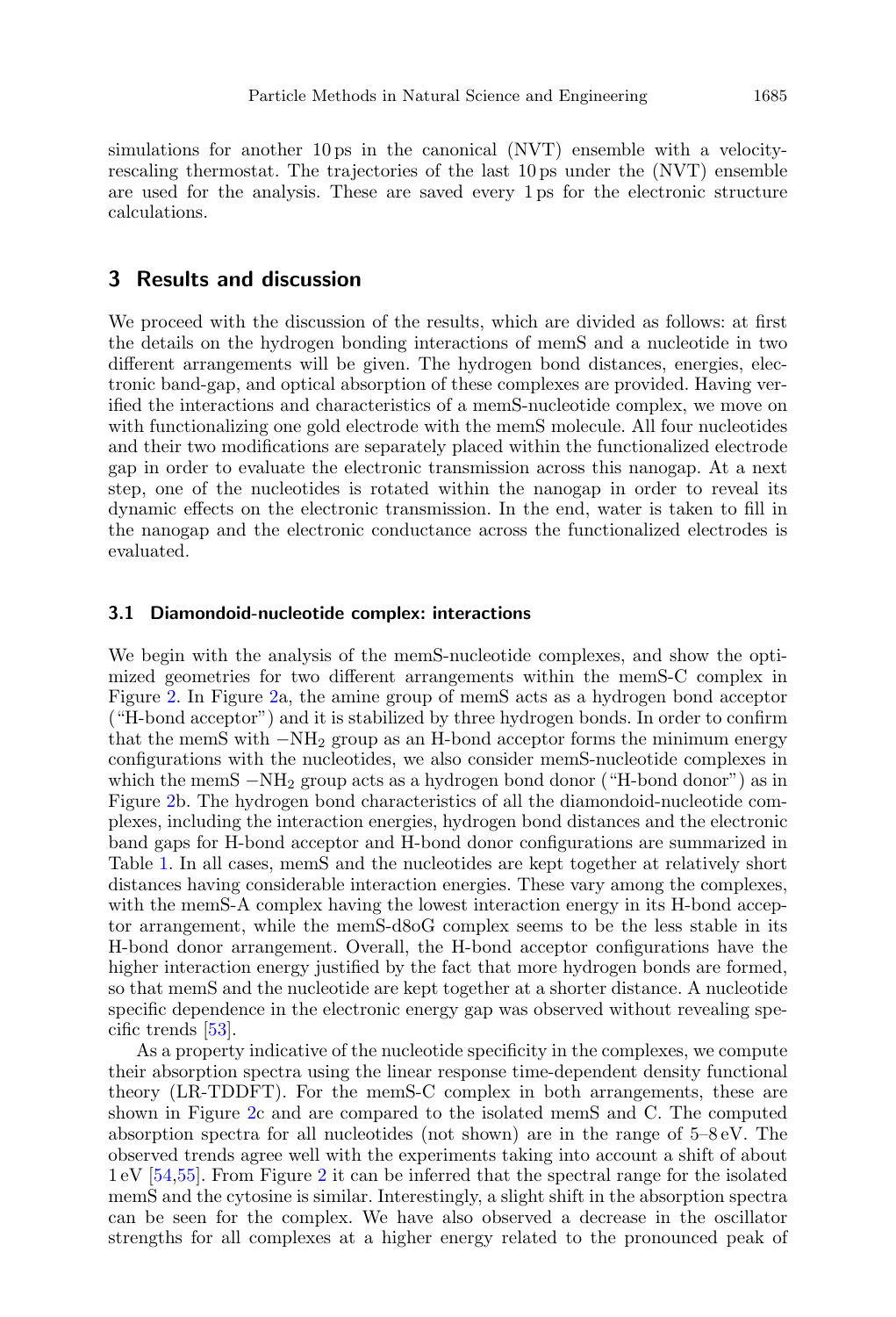simulations for another 10 ps in the canonical (NVT) ensemble with a velocity-rescaling thermostat. The trajectories of the last 10 ps under the (NVT) ensemble are used for the analysis. These are saved every 1 ps for the electronic structure calculations.

## 3 Results and discussion

We proceed with the discussion of the results, which are divided as follows: at first the details on the hydrogen bonding interactions of memS and a nucleotide in two different arrangements will be given. The hydrogen bond distances, energies, electronic band-gap, and optical absorption of these complexes are provided. Having verified the interactions and characteristics of a memS-nucleotide complex, we move on with functionalizing one gold electrode with the memS molecule. All four nucleotides and their two modifications are separately placed within the functionalized electrode gap in order to evaluate the electronic transmission across this nanogap. At a next step, one of the nucleotides is rotated within the nanogap in order to reveal its dynamic effects on the electronic transmission. In the end, water is taken to fill in the nanogap and the electronic conductance across the functionalized electrodes is evaluated.

### 3.1 Diamondoid-nucleotide complex: interactions

We begin with the analysis of the memS-nucleotide complexes, and show the optimized geometries for two different arrangements within the memS-C complex in Figure 2. In Figure 2a, the amine group of memS acts as a hydrogen bond acceptor ("H-bond acceptor") and it is stabilized by three hydrogen bonds. In order to confirm that the memS with $-NH_2$ group as an H-bond acceptor forms the minimum energy configurations with the nucleotides, we also consider memS-nucleotide complexes in which the memS $-NH_2$ group acts as a hydrogen bond donor ("H-bond donor") as in Figure 2b. The hydrogen bond characteristics of all the diamondoid-nucleotide complexes, including the interaction energies, hydrogen bond distances and the electronic band gaps for H-bond acceptor and H-bond donor configurations are summarized in Table 1. In all cases, memS and the nucleotides are kept together at relatively short distances having considerable interaction energies. These vary among the complexes, with the memS-A complex having the lowest interaction energy in its H-bond acceptor arrangement, while the memS-d8oG complex seems to be the less stable in its H-bond donor arrangement. Overall, the H-bond acceptor configurations have the higher interaction energy justified by the fact that more hydrogen bonds are formed, so that memS and the nucleotide are kept together at a shorter distance. A nucleotide specific dependence in the electronic energy gap was observed without revealing specific trends [53].

As a property indicative of the nucleotide specificity in the complexes, we compute their absorption spectra using the linear response time-dependent density functional theory (LR-TDDFT). For the memS-C complex in both arrangements, these are shown in Figure 2c and are compared to the isolated memS and C. The computed absorption spectra for all nucleotides (not shown) are in the range of 5–8 eV. The observed trends agree well with the experiments taking into account a shift of about 1 eV [54,55]. From Figure 2 it can be inferred that the spectral range for the isolated memS and the cytosine is similar. Interestingly, a slight shift in the absorption spectra can be seen for the complex. We have also observed a decrease in the oscillator strengths for all complexes at a higher energy related to the pronounced peak of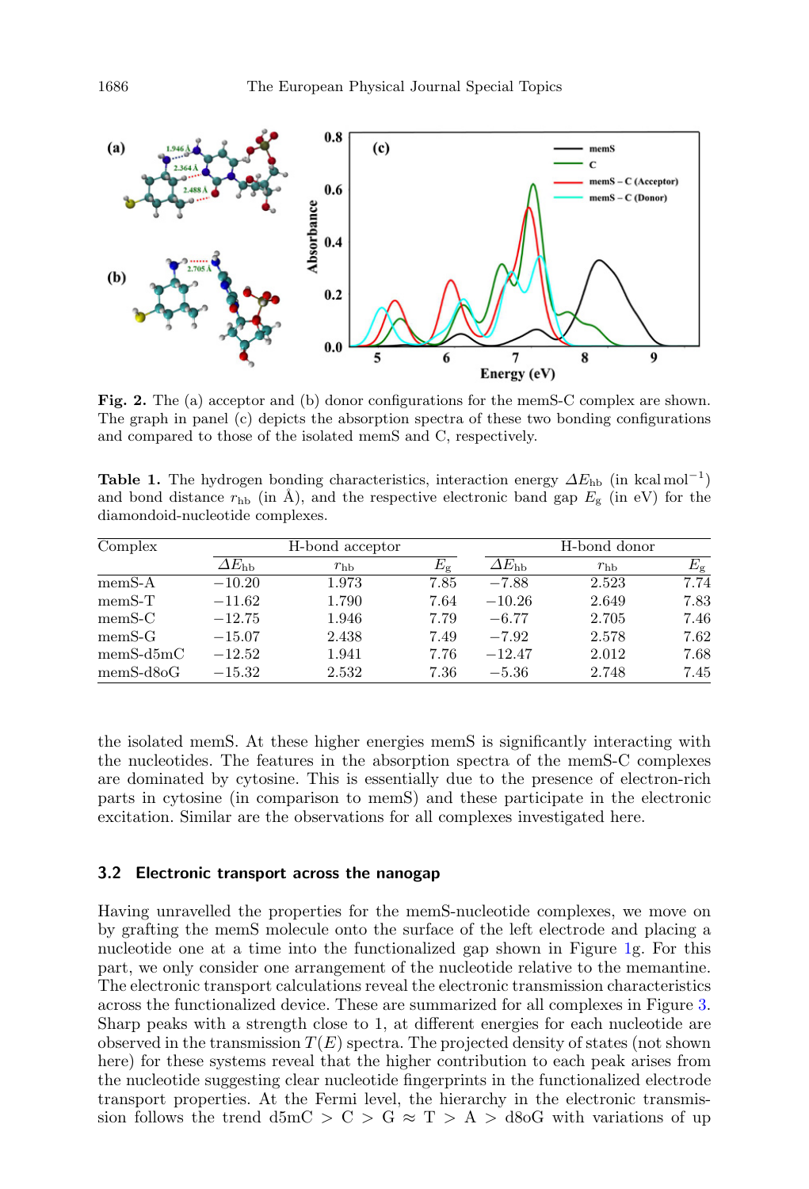**Fig. 2.** The (a) acceptor and (b) donor configurations for the memS-C complex are shown. The graph in panel (c) depicts the absorption spectra of these two bonding configurations and compared to those of the isolated memS and C, respectively.

**Table 1.** The hydrogen bonding characteristics, interaction energy $\Delta E_{\mathrm{hb}}$ (in kcal mol$^{-1}$) and bond distance $r_{\mathrm{hb}}$ (in Å), and the respective electronic band gap $E_{\mathrm{g}}$ (in eV) for the diamondoid-nucleotide complexes.

| Complex | H-bond acceptor | | | H-bond donor | | |
|---|---|---|---|---|---|---|
| | $\Delta E_{\mathrm{hb}}$ | $r_{\mathrm{hb}}$ | $E_{\mathrm{g}}$ | $\Delta E_{\mathrm{hb}}$ | $r_{\mathrm{hb}}$ | $E_{\mathrm{g}}$ |
| memS-A | −10.20 | 1.973 | 7.85 | −7.88 | 2.523 | 7.74 |
| memS-T | −11.62 | 1.790 | 7.64 | −10.26 | 2.649 | 7.83 |
| memS-C | −12.75 | 1.946 | 7.79 | −6.77 | 2.705 | 7.46 |
| memS-G | −15.07 | 2.438 | 7.49 | −7.92 | 2.578 | 7.62 |
| memS-d5mC | −12.52 | 1.941 | 7.76 | −12.47 | 2.012 | 7.68 |
| memS-d8oG | −15.32 | 2.532 | 7.36 | −5.36 | 2.748 | 7.45 |

the isolated memS. At these higher energies memS is significantly interacting with the nucleotides. The features in the absorption spectra of the memS-C complexes are dominated by cytosine. This is essentially due to the presence of electron-rich parts in cytosine (in comparison to memS) and these participate in the electronic excitation. Similar are the observations for all complexes investigated here.

### 3.2 Electronic transport across the nanogap

Having unravelled the properties for the memS-nucleotide complexes, we move on by grafting the memS molecule onto the surface of the left electrode and placing a nucleotide one at a time into the functionalized gap shown in Figure 1g. For this part, we only consider one arrangement of the nucleotide relative to the memantine. The electronic transport calculations reveal the electronic transmission characteristics across the functionalized device. These are summarized for all complexes in Figure 3. Sharp peaks with a strength close to 1, at different energies for each nucleotide are observed in the transmission $T(E)$ spectra. The projected density of states (not shown here) for these systems reveal that the higher contribution to each peak arises from the nucleotide suggesting clear nucleotide fingerprints in the functionalized electrode transport properties. At the Fermi level, the hierarchy in the electronic transmission follows the trend d5mC > C > G ≈ T > A > d8oG with variations of up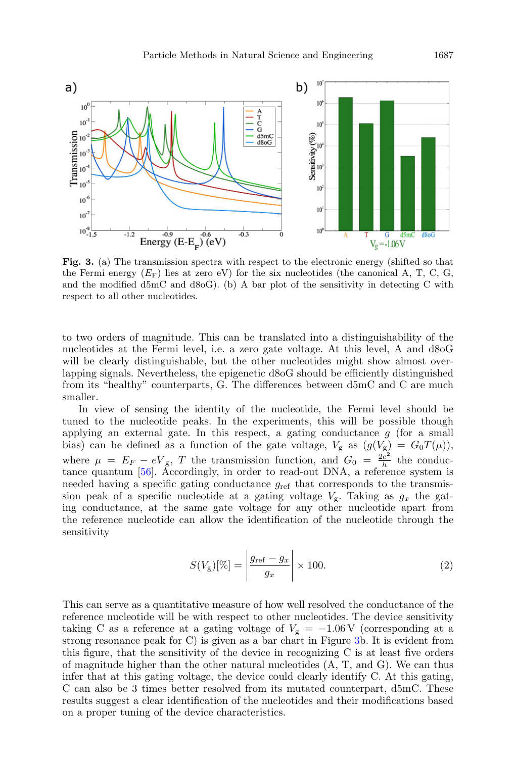**Fig. 3.** (a) The transmission spectra with respect to the electronic energy (shifted so that the Fermi energy ($E_F$) lies at zero eV) for the six nucleotides (the canonical A, T, C, G, and the modified d5mC and d8oG). (b) A bar plot of the sensitivity in detecting C with respect to all other nucleotides.

to two orders of magnitude. This can be translated into a distinguishability of the nucleotides at the Fermi level, i.e. a zero gate voltage. At this level, A and d8oG will be clearly distinguishable, but the other nucleotides might show almost overlapping signals. Nevertheless, the epigenetic d8oG should be efficiently distinguished from its "healthy" counterparts, G. The differences between d5mC and C are much smaller.

In view of sensing the identity of the nucleotide, the Fermi level should be tuned to the nucleotide peaks. In the experiments, this will be possible though applying an external gate. In this respect, a gating conductance $g$ (for a small bias) can be defined as a function of the gate voltage, $V_g$ as ($g(V_g) = G_0 T(\mu)$), where $\mu = E_F - eV_g$, $T$ the transmission function, and $G_0 = \frac{2e^2}{h}$ the conductance quantum [56]. Accordingly, in order to read-out DNA, a reference system is needed having a specific gating conductance $g_{\text{ref}}$ that corresponds to the transmission peak of a specific nucleotide at a gating voltage $V_g$. Taking as $g_x$ the gating conductance, at the same gate voltage for any other nucleotide apart from the reference nucleotide can allow the identification of the nucleotide through the sensitivity

$$S(V_g)[\%] = \left| \frac{g_{\text{ref}} - g_x}{g_x} \right| \times 100. \tag{2}$$

This can serve as a quantitative measure of how well resolved the conductance of the reference nucleotide will be with respect to other nucleotides. The device sensitivity taking C as a reference at a gating voltage of $V_g = -1.06\,\text{V}$ (corresponding at a strong resonance peak for C) is given as a bar chart in Figure 3b. It is evident from this figure, that the sensitivity of the device in recognizing C is at least five orders of magnitude higher than the other natural nucleotides (A, T, and G). We can thus infer that at this gating voltage, the device could clearly identify C. At this gating, C can also be 3 times better resolved from its mutated counterpart, d5mC. These results suggest a clear identification of the nucleotides and their modifications based on a proper tuning of the device characteristics.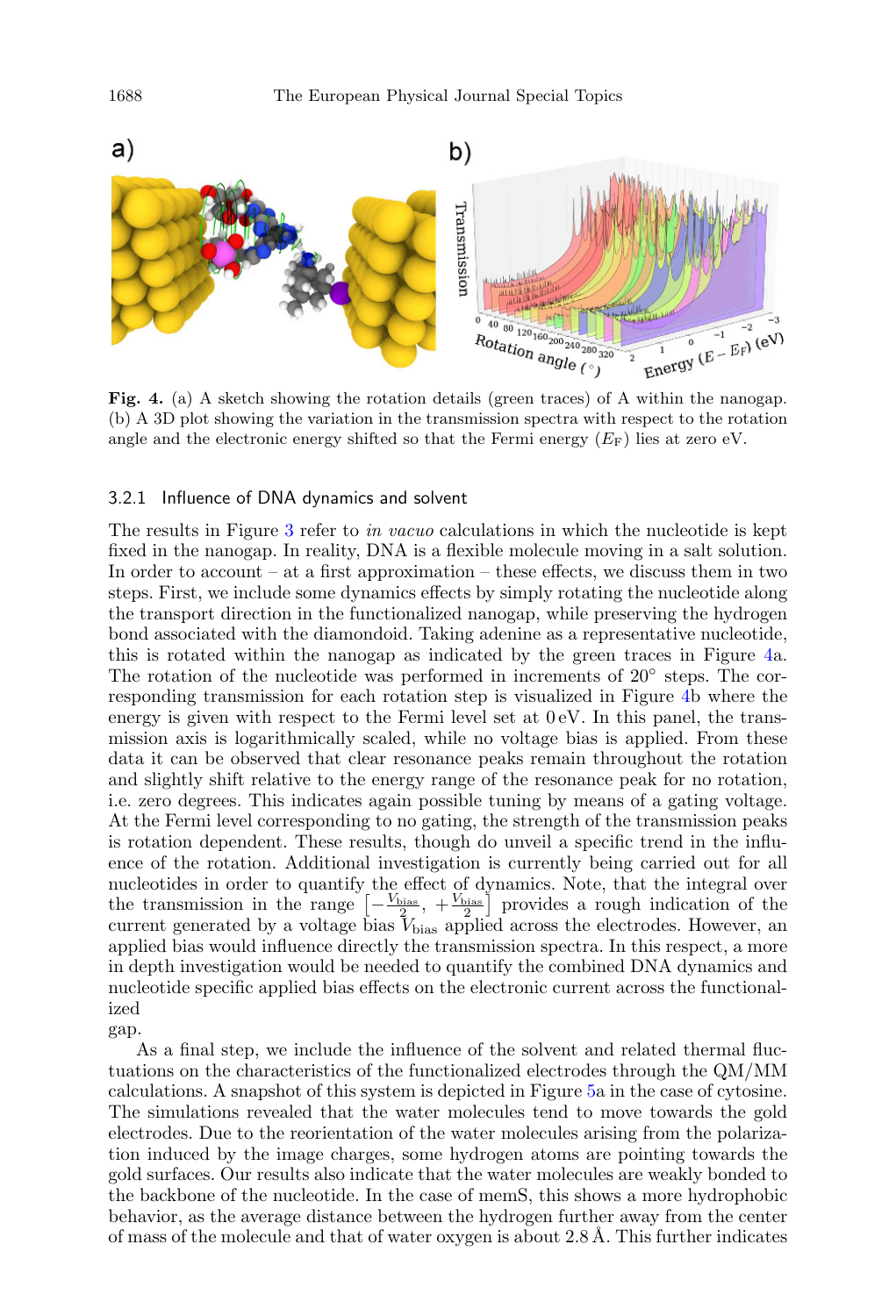a)

b)

Transmission

0 40 80 120 160 200 240 280 320

Rotation angle (°)

2 1 0 −1 −2 −3

Energy $(E - E_F)$ (eV)

**Fig. 4.** (a) A sketch showing the rotation details (green traces) of A within the nanogap. (b) A 3D plot showing the variation in the transmission spectra with respect to the rotation angle and the electronic energy shifted so that the Fermi energy ($E_F$) lies at zero eV.

### 3.2.1 Influence of DNA dynamics and solvent

The results in Figure 3 refer to *in vacuo* calculations in which the nucleotide is kept fixed in the nanogap. In reality, DNA is a flexible molecule moving in a salt solution. In order to account – at a first approximation – these effects, we discuss them in two steps. First, we include some dynamics effects by simply rotating the nucleotide along the transport direction in the functionalized nanogap, while preserving the hydrogen bond associated with the diamondoid. Taking adenine as a representative nucleotide, this is rotated within the nanogap as indicated by the green traces in Figure 4a. The rotation of the nucleotide was performed in increments of 20° steps. The corresponding transmission for each rotation step is visualized in Figure 4b where the energy is given with respect to the Fermi level set at 0 eV. In this panel, the transmission axis is logarithmically scaled, while no voltage bias is applied. From these data it can be observed that clear resonance peaks remain throughout the rotation and slightly shift relative to the energy range of the resonance peak for no rotation, i.e. zero degrees. This indicates again possible tuning by means of a gating voltage. At the Fermi level corresponding to no gating, the strength of the transmission peaks is rotation dependent. These results, though do unveil a specific trend in the influence of the rotation. Additional investigation is currently being carried out for all nucleotides in order to quantify the effect of dynamics. Note, that the integral over the transmission in the range $\left[-\frac{V_{\text{bias}}}{2}, +\frac{V_{\text{bias}}}{2}\right]$ provides a rough indication of the current generated by a voltage bias $V_{\text{bias}}$ applied across the electrodes. However, an applied bias would influence directly the transmission spectra. In this respect, a more in depth investigation would be needed to quantify the combined DNA dynamics and nucleotide specific applied bias effects on the electronic current across the functionalized gap.

As a final step, we include the influence of the solvent and related thermal fluctuations on the characteristics of the functionalized electrodes through the QM/MM calculations. A snapshot of this system is depicted in Figure 5a in the case of cytosine. The simulations revealed that the water molecules tend to move towards the gold electrodes. Due to the reorientation of the water molecules arising from the polarization induced by the image charges, some hydrogen atoms are pointing towards the gold surfaces. Our results also indicate that the water molecules are weakly bonded to the backbone of the nucleotide. In the case of memS, this shows a more hydrophobic behavior, as the average distance between the hydrogen further away from the center of mass of the molecule and that of water oxygen is about 2.8 Å. This further indicates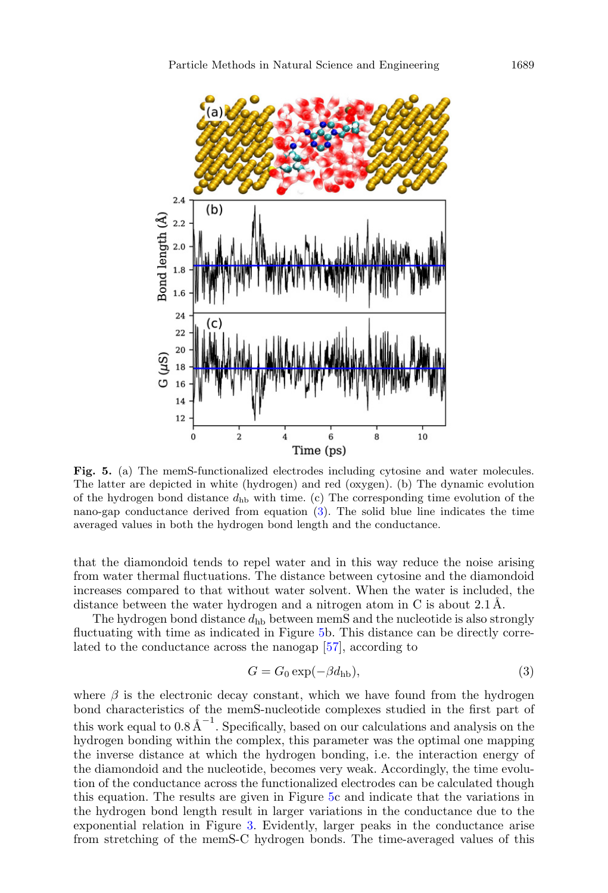**Fig. 5.** (a) The memS-functionalized electrodes including cytosine and water molecules. The latter are depicted in white (hydrogen) and red (oxygen). (b) The dynamic evolution of the hydrogen bond distance $d_{\mathrm{hb}}$ with time. (c) The corresponding time evolution of the nano-gap conductance derived from equation (3). The solid blue line indicates the time averaged values in both the hydrogen bond length and the conductance.

that the diamondoid tends to repel water and in this way reduce the noise arising from water thermal fluctuations. The distance between cytosine and the diamondoid increases compared to that without water solvent. When the water is included, the distance between the water hydrogen and a nitrogen atom in C is about 2.1 Å.

The hydrogen bond distance $d_{\mathrm{hb}}$ between memS and the nucleotide is also strongly fluctuating with time as indicated in Figure 5b. This distance can be directly correlated to the conductance across the nanogap [57], according to

$$G = G_0 \exp(-\beta d_{\mathrm{hb}}), \tag{3}$$

where $\beta$ is the electronic decay constant, which we have found from the hydrogen bond characteristics of the memS-nucleotide complexes studied in the first part of this work equal to $0.8\,\text{Å}^{-1}$. Specifically, based on our calculations and analysis on the hydrogen bonding within the complex, this parameter was the optimal one mapping the inverse distance at which the hydrogen bonding, i.e. the interaction energy of the diamondoid and the nucleotide, becomes very weak. Accordingly, the time evolution of the conductance across the functionalized electrodes can be calculated though this equation. The results are given in Figure 5c and indicate that the variations in the hydrogen bond length result in larger variations in the conductance due to the exponential relation in Figure 3. Evidently, larger peaks in the conductance arise from stretching of the memS-C hydrogen bonds. The time-averaged values of this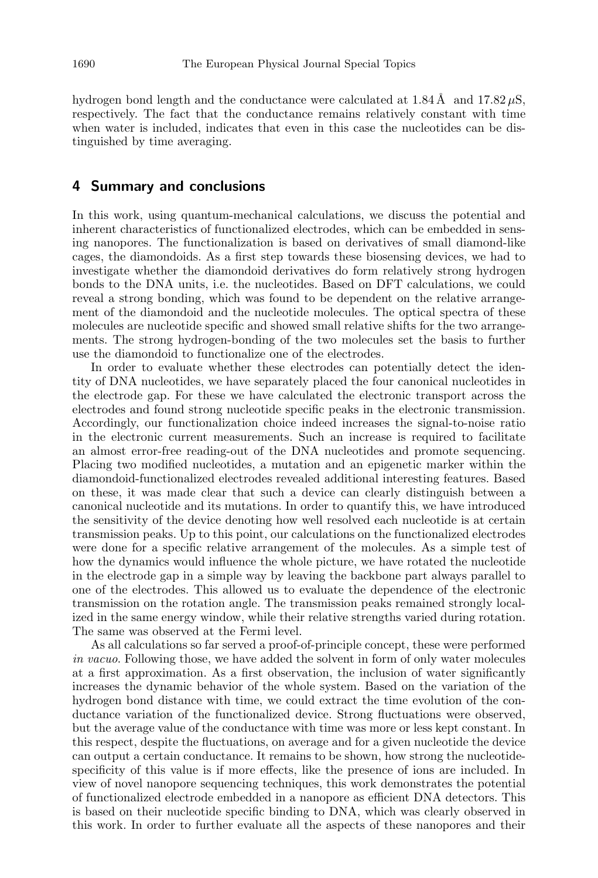hydrogen bond length and the conductance were calculated at 1.84 Å and 17.82 $\mu$S, respectively. The fact that the conductance remains relatively constant with time when water is included, indicates that even in this case the nucleotides can be distinguished by time averaging.

## 4 Summary and conclusions

In this work, using quantum-mechanical calculations, we discuss the potential and inherent characteristics of functionalized electrodes, which can be embedded in sensing nanopores. The functionalization is based on derivatives of small diamond-like cages, the diamondoids. As a first step towards these biosensing devices, we had to investigate whether the diamondoid derivatives do form relatively strong hydrogen bonds to the DNA units, i.e. the nucleotides. Based on DFT calculations, we could reveal a strong bonding, which was found to be dependent on the relative arrangement of the diamondoid and the nucleotide molecules. The optical spectra of these molecules are nucleotide specific and showed small relative shifts for the two arrangements. The strong hydrogen-bonding of the two molecules set the basis to further use the diamondoid to functionalize one of the electrodes.

In order to evaluate whether these electrodes can potentially detect the identity of DNA nucleotides, we have separately placed the four canonical nucleotides in the electrode gap. For these we have calculated the electronic transport across the electrodes and found strong nucleotide specific peaks in the electronic transmission. Accordingly, our functionalization choice indeed increases the signal-to-noise ratio in the electronic current measurements. Such an increase is required to facilitate an almost error-free reading-out of the DNA nucleotides and promote sequencing. Placing two modified nucleotides, a mutation and an epigenetic marker within the diamondoid-functionalized electrodes revealed additional interesting features. Based on these, it was made clear that such a device can clearly distinguish between a canonical nucleotide and its mutations. In order to quantify this, we have introduced the sensitivity of the device denoting how well resolved each nucleotide is at certain transmission peaks. Up to this point, our calculations on the functionalized electrodes were done for a specific relative arrangement of the molecules. As a simple test of how the dynamics would influence the whole picture, we have rotated the nucleotide in the electrode gap in a simple way by leaving the backbone part always parallel to one of the electrodes. This allowed us to evaluate the dependence of the electronic transmission on the rotation angle. The transmission peaks remained strongly localized in the same energy window, while their relative strengths varied during rotation. The same was observed at the Fermi level.

As all calculations so far served a proof-of-principle concept, these were performed *in vacuo*. Following those, we have added the solvent in form of only water molecules at a first approximation. As a first observation, the inclusion of water significantly increases the dynamic behavior of the whole system. Based on the variation of the hydrogen bond distance with time, we could extract the time evolution of the conductance variation of the functionalized device. Strong fluctuations were observed, but the average value of the conductance with time was more or less kept constant. In this respect, despite the fluctuations, on average and for a given nucleotide the device can output a certain conductance. It remains to be shown, how strong the nucleotide-specificity of this value is if more effects, like the presence of ions are included. In view of novel nanopore sequencing techniques, this work demonstrates the potential of functionalized electrode embedded in a nanopore as efficient DNA detectors. This is based on their nucleotide specific binding to DNA, which was clearly observed in this work. In order to further evaluate all the aspects of these nanopores and their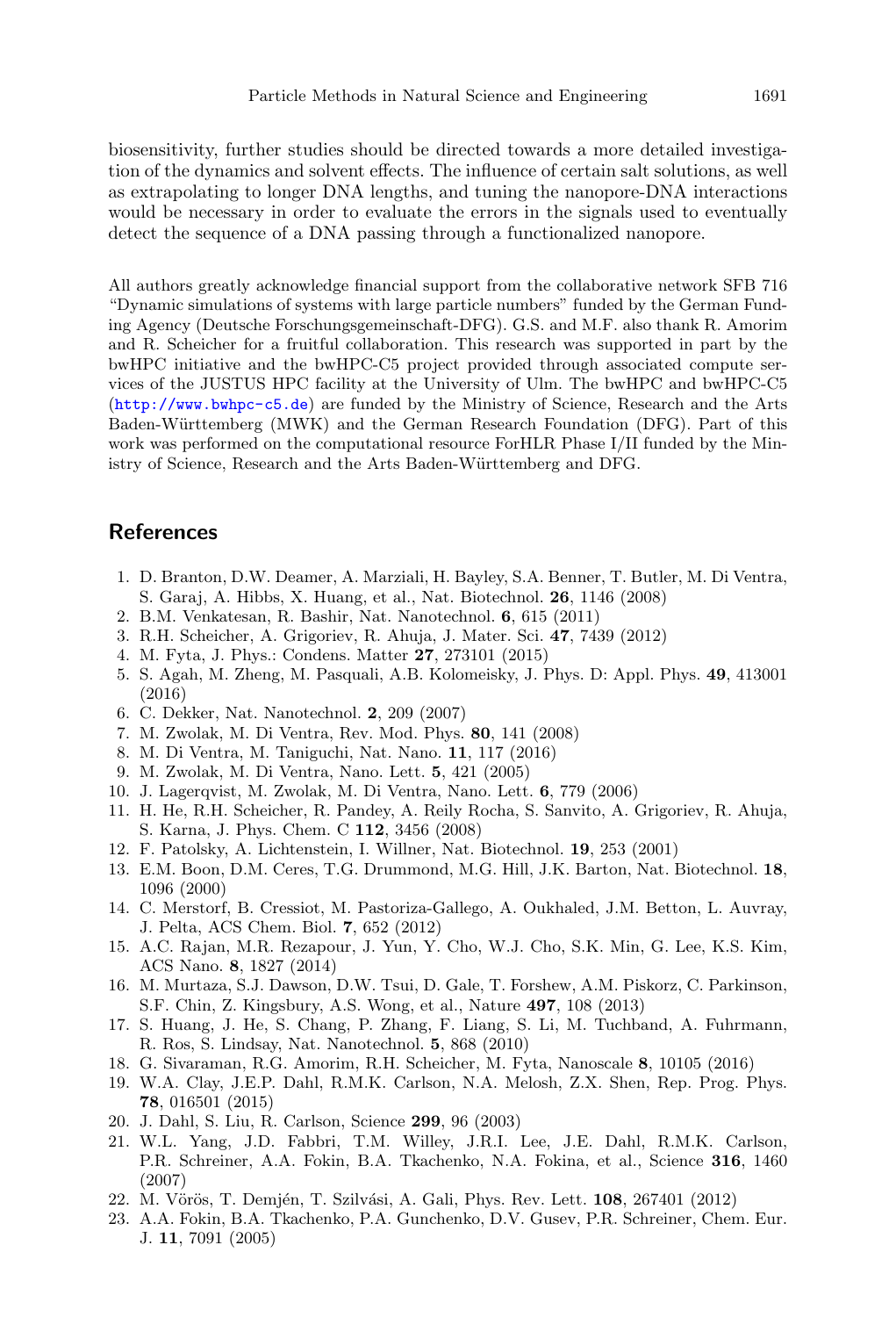biosensitivity, further studies should be directed towards a more detailed investigation of the dynamics and solvent effects. The influence of certain salt solutions, as well as extrapolating to longer DNA lengths, and tuning the nanopore-DNA interactions would be necessary in order to evaluate the errors in the signals used to eventually detect the sequence of a DNA passing through a functionalized nanopore.

All authors greatly acknowledge financial support from the collaborative network SFB 716 "Dynamic simulations of systems with large particle numbers" funded by the German Funding Agency (Deutsche Forschungsgemeinschaft-DFG). G.S. and M.F. also thank R. Amorim and R. Scheicher for a fruitful collaboration. This research was supported in part by the bwHPC initiative and the bwHPC-C5 project provided through associated compute services of the JUSTUS HPC facility at the University of Ulm. The bwHPC and bwHPC-C5 (http://www.bwhpc-c5.de) are funded by the Ministry of Science, Research and the Arts Baden-Württemberg (MWK) and the German Research Foundation (DFG). Part of this work was performed on the computational resource ForHLR Phase I/II funded by the Ministry of Science, Research and the Arts Baden-Württemberg and DFG.

## References

1. D. Branton, D.W. Deamer, A. Marziali, H. Bayley, S.A. Benner, T. Butler, M. Di Ventra, S. Garaj, A. Hibbs, X. Huang, et al., Nat. Biotechnol. **26**, 1146 (2008)
2. B.M. Venkatesan, R. Bashir, Nat. Nanotechnol. **6**, 615 (2011)
3. R.H. Scheicher, A. Grigoriev, R. Ahuja, J. Mater. Sci. **47**, 7439 (2012)
4. M. Fyta, J. Phys.: Condens. Matter **27**, 273101 (2015)
5. S. Agah, M. Zheng, M. Pasquali, A.B. Kolomeisky, J. Phys. D: Appl. Phys. **49**, 413001 (2016)
6. C. Dekker, Nat. Nanotechnol. **2**, 209 (2007)
7. M. Zwolak, M. Di Ventra, Rev. Mod. Phys. **80**, 141 (2008)
8. M. Di Ventra, M. Taniguchi, Nat. Nano. **11**, 117 (2016)
9. M. Zwolak, M. Di Ventra, Nano. Lett. **5**, 421 (2005)
10. J. Lagerqvist, M. Zwolak, M. Di Ventra, Nano. Lett. **6**, 779 (2006)
11. H. He, R.H. Scheicher, R. Pandey, A. Reily Rocha, S. Sanvito, A. Grigoriev, R. Ahuja, S. Karna, J. Phys. Chem. C **112**, 3456 (2008)
12. F. Patolsky, A. Lichtenstein, I. Willner, Nat. Biotechnol. **19**, 253 (2001)
13. E.M. Boon, D.M. Ceres, T.G. Drummond, M.G. Hill, J.K. Barton, Nat. Biotechnol. **18**, 1096 (2000)
14. C. Merstorf, B. Cressiot, M. Pastoriza-Gallego, A. Oukhaled, J.M. Betton, L. Auvray, J. Pelta, ACS Chem. Biol. **7**, 652 (2012)
15. A.C. Rajan, M.R. Rezapour, J. Yun, Y. Cho, W.J. Cho, S.K. Min, G. Lee, K.S. Kim, ACS Nano. **8**, 1827 (2014)
16. M. Murtaza, S.J. Dawson, D.W. Tsui, D. Gale, T. Forshew, A.M. Piskorz, C. Parkinson, S.F. Chin, Z. Kingsbury, A.S. Wong, et al., Nature **497**, 108 (2013)
17. S. Huang, J. He, S. Chang, P. Zhang, F. Liang, S. Li, M. Tuchband, A. Fuhrmann, R. Ros, S. Lindsay, Nat. Nanotechnol. **5**, 868 (2010)
18. G. Sivaraman, R.G. Amorim, R.H. Scheicher, M. Fyta, Nanoscale **8**, 10105 (2016)
19. W.A. Clay, J.E.P. Dahl, R.M.K. Carlson, N.A. Melosh, Z.X. Shen, Rep. Prog. Phys. **78**, 016501 (2015)
20. J. Dahl, S. Liu, R. Carlson, Science **299**, 96 (2003)
21. W.L. Yang, J.D. Fabbri, T.M. Willey, J.R.I. Lee, J.E. Dahl, R.M.K. Carlson, P.R. Schreiner, A.A. Fokin, B.A. Tkachenko, N.A. Fokina, et al., Science **316**, 1460 (2007)
22. M. Vörös, T. Demjén, T. Szilvási, A. Gali, Phys. Rev. Lett. **108**, 267401 (2012)
23. A.A. Fokin, B.A. Tkachenko, P.A. Gunchenko, D.V. Gusev, P.R. Schreiner, Chem. Eur. J. **11**, 7091 (2005)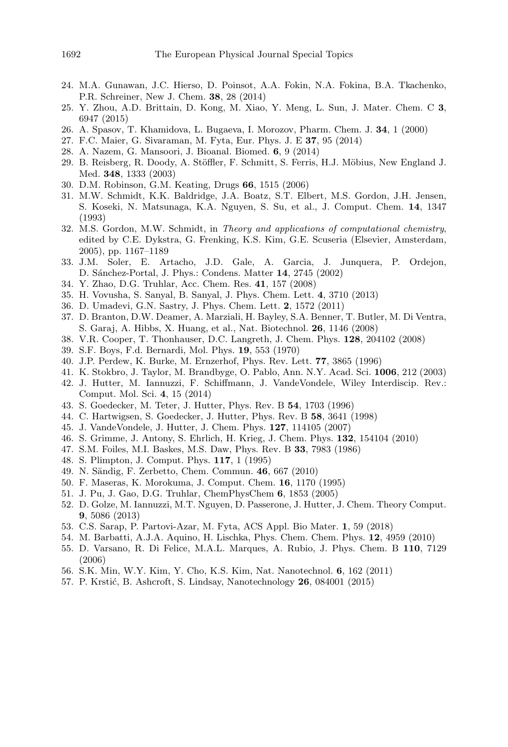24. M.A. Gunawan, J.C. Hierso, D. Poinsot, A.A. Fokin, N.A. Fokina, B.A. Tkachenko, P.R. Schreiner, New J. Chem. **38**, 28 (2014)
25. Y. Zhou, A.D. Brittain, D. Kong, M. Xiao, Y. Meng, L. Sun, J. Mater. Chem. C **3**, 6947 (2015)
26. A. Spasov, T. Khamidova, L. Bugaeva, I. Morozov, Pharm. Chem. J. **34**, 1 (2000)
27. F.C. Maier, G. Sivaraman, M. Fyta, Eur. Phys. J. E **37**, 95 (2014)
28. A. Nazem, G. Mansoori, J. Bioanal. Biomed. **6**, 9 (2014)
29. B. Reisberg, R. Doody, A. Stöffler, F. Schmitt, S. Ferris, H.J. Möbius, New England J. Med. **348**, 1333 (2003)
30. D.M. Robinson, G.M. Keating, Drugs **66**, 1515 (2006)
31. M.W. Schmidt, K.K. Baldridge, J.A. Boatz, S.T. Elbert, M.S. Gordon, J.H. Jensen, S. Koseki, N. Matsunaga, K.A. Nguyen, S. Su, et al., J. Comput. Chem. **14**, 1347 (1993)
32. M.S. Gordon, M.W. Schmidt, in *Theory and applications of computational chemistry*, edited by C.E. Dykstra, G. Frenking, K.S. Kim, G.E. Scuseria (Elsevier, Amsterdam, 2005), pp. 1167–1189
33. J.M. Soler, E. Artacho, J.D. Gale, A. Garcia, J. Junquera, P. Ordejon, D. Sánchez-Portal, J. Phys.: Condens. Matter **14**, 2745 (2002)
34. Y. Zhao, D.G. Truhlar, Acc. Chem. Res. **41**, 157 (2008)
35. H. Vovusha, S. Sanyal, B. Sanyal, J. Phys. Chem. Lett. **4**, 3710 (2013)
36. D. Umadevi, G.N. Sastry, J. Phys. Chem. Lett. **2**, 1572 (2011)
37. D. Branton, D.W. Deamer, A. Marziali, H. Bayley, S.A. Benner, T. Butler, M. Di Ventra, S. Garaj, A. Hibbs, X. Huang, et al., Nat. Biotechnol. **26**, 1146 (2008)
38. V.R. Cooper, T. Thonhauser, D.C. Langreth, J. Chem. Phys. **128**, 204102 (2008)
39. S.F. Boys, F.d. Bernardi, Mol. Phys. **19**, 553 (1970)
40. J.P. Perdew, K. Burke, M. Ernzerhof, Phys. Rev. Lett. **77**, 3865 (1996)
41. K. Stokbro, J. Taylor, M. Brandbyge, O. Pablo, Ann. N.Y. Acad. Sci. **1006**, 212 (2003)
42. J. Hutter, M. Iannuzzi, F. Schiffmann, J. VandeVondele, Wiley Interdiscip. Rev.: Comput. Mol. Sci. **4**, 15 (2014)
43. S. Goedecker, M. Teter, J. Hutter, Phys. Rev. B **54**, 1703 (1996)
44. C. Hartwigsen, S. Goedecker, J. Hutter, Phys. Rev. B **58**, 3641 (1998)
45. J. VandeVondele, J. Hutter, J. Chem. Phys. **127**, 114105 (2007)
46. S. Grimme, J. Antony, S. Ehrlich, H. Krieg, J. Chem. Phys. **132**, 154104 (2010)
47. S.M. Foiles, M.I. Baskes, M.S. Daw, Phys. Rev. B **33**, 7983 (1986)
48. S. Plimpton, J. Comput. Phys. **117**, 1 (1995)
49. N. Sändig, F. Zerbetto, Chem. Commun. **46**, 667 (2010)
50. F. Maseras, K. Morokuma, J. Comput. Chem. **16**, 1170 (1995)
51. J. Pu, J. Gao, D.G. Truhlar, ChemPhysChem **6**, 1853 (2005)
52. D. Golze, M. Iannuzzi, M.T. Nguyen, D. Passerone, J. Hutter, J. Chem. Theory Comput. **9**, 5086 (2013)
53. C.S. Sarap, P. Partovi-Azar, M. Fyta, ACS Appl. Bio Mater. **1**, 59 (2018)
54. M. Barbatti, A.J.A. Aquino, H. Lischka, Phys. Chem. Chem. Phys. **12**, 4959 (2010)
55. D. Varsano, R. Di Felice, M.A.L. Marques, A. Rubio, J. Phys. Chem. B **110**, 7129 (2006)
56. S.K. Min, W.Y. Kim, Y. Cho, K.S. Kim, Nat. Nanotechnol. **6**, 162 (2011)
57. P. Krstić, B. Ashcroft, S. Lindsay, Nanotechnology **26**, 084001 (2015)